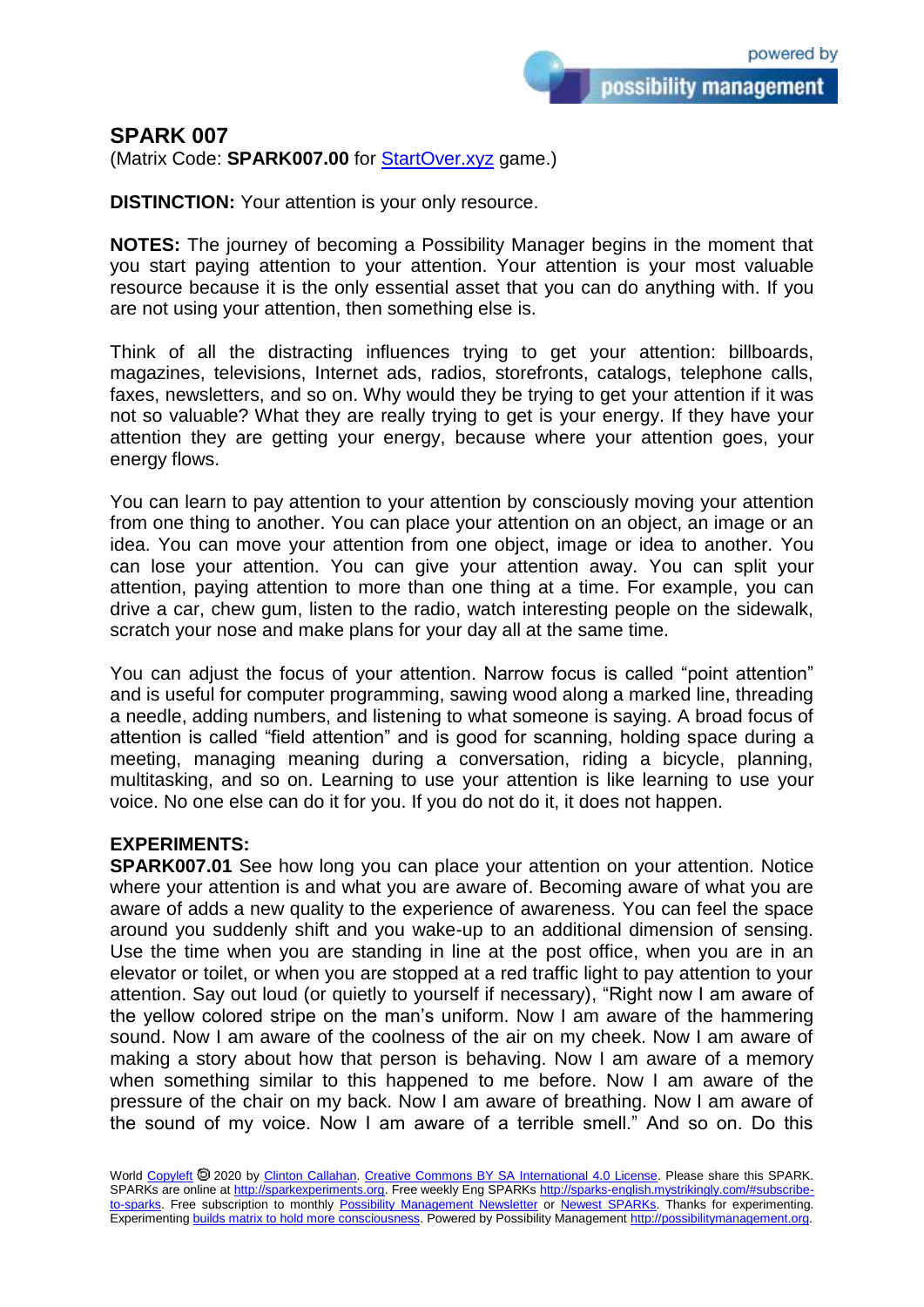# SPARK 007

(Matrix Code: **SPARK007.00** for StartOver.xyz game.)

**DISTINCTION:** Your attention is your only resource.

**NOTES:** The journey of becoming a Possibility Manager begins in the moment that you start paying attention to your attention. Your attention is your most valuable resource because it is the only essential asset that you can do anything with. If you are not using your attention, then something else is.

Think of all the distracting influences trying to get your attention: billboards, magazines, televisions, Internet ads, radios, storefronts, catalogs, telephone calls, faxes, newsletters, and so on. Why would they be trying to get your attention if it was not so valuable? What they are really trying to get is your energy. If they have your attention they are getting your energy, because where your attention goes, your energy flows.

You can learn to pay attention to your attention by consciously moving your attention from one thing to another. You can place your attention on an object, an image or an idea. You can move your attention from one object, image or idea to another. You can lose your attention. You can give your attention away. You can split your attention, paying attention to more than one thing at a time. For example, you can drive a car, chew gum, listen to the radio, watch interesting people on the sidewalk, scratch your nose and make plans for your day all at the same time.

You can adjust the focus of your attention. Narrow focus is called "point attention" and is useful for computer programming, sawing wood along a marked line, threading a needle, adding numbers, and listening to what someone is saying. A broad focus of attention is called "field attention" and is good for scanning, holding space during a meeting, managing meaning during a conversation, riding a bicycle, planning, multitasking, and so on. Learning to use your attention is like learning to use your voice. No one else can do it for you. If you do not do it, it does not happen.

**EXPERIMENTS:**

**SPARK007.01** See how long you can place your attention on your attention. Notice where your attention is and what you are aware of. Becoming aware of what you are aware of adds a new quality to the experience of awareness. You can feel the space around you suddenly shift and you wake-up to an additional dimension of sensing. Use the time when you are standing in line at the post office, when you are in an elevator or toilet, or when you are stopped at a red traffic light to pay attention to your attention. Say out loud (or quietly to yourself if necessary), "Right now I am aware of the yellow colored stripe on the man's uniform. Now I am aware of the hammering sound. Now I am aware of the coolness of the air on my cheek. Now I am aware of making a story about how that person is behaving. Now I am aware of a memory when something similar to this happened to me before. Now I am aware of the pressure of the chair on my back. Now I am aware of breathing. Now I am aware of the sound of my voice. Now I am aware of a terrible smell." And so on. Do this

World Copyleft 🄯 2020 by Clinton Callahan. Creative Commons BY SA International 4.0 License. Please share this SPARK. SPARKs are online at http://sparkexperiments.org. Free weekly Eng SPARKs http://sparks-english.mystrikingly.com/#subscribe-to-sparks. Free subscription to monthly Possibility Management Newsletter or Newest SPARKs. Thanks for experimenting. Experimenting builds matrix to hold more consciousness. Powered by Possibility Management http://possibilitymanagement.org.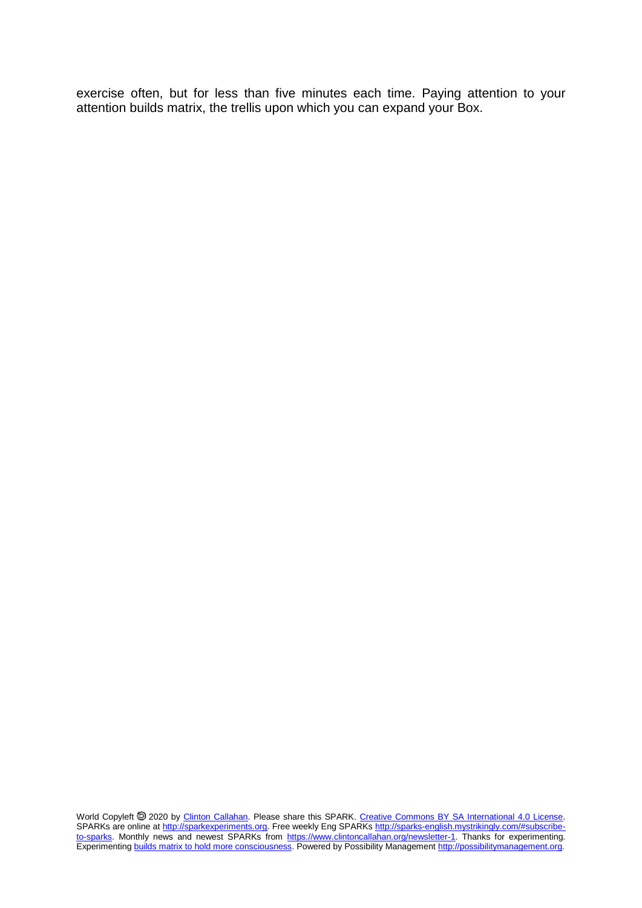exercise often, but for less than five minutes each time. Paying attention to your attention builds matrix, the trellis upon which you can expand your Box.

World Copyleft 🄯 2020 by [Clinton Callahan](). Please share this SPARK. [Creative Commons BY SA International 4.0 License](). SPARKs are online at [http://sparkexperiments.org](http://sparkexperiments.org). Free weekly Eng SPARKs [http://sparks-english.mystrikingly.com/#subscribe-to-sparks](http://sparks-english.mystrikingly.com/#subscribe-to-sparks). Monthly news and newest SPARKs from [https://www.clintoncallahan.org/newsletter-1](https://www.clintoncallahan.org/newsletter-1). Thanks for experimenting. Experimenting [builds matrix to hold more consciousness](). Powered by Possibility Management [http://possibilitymanagement.org](http://possibilitymanagement.org).